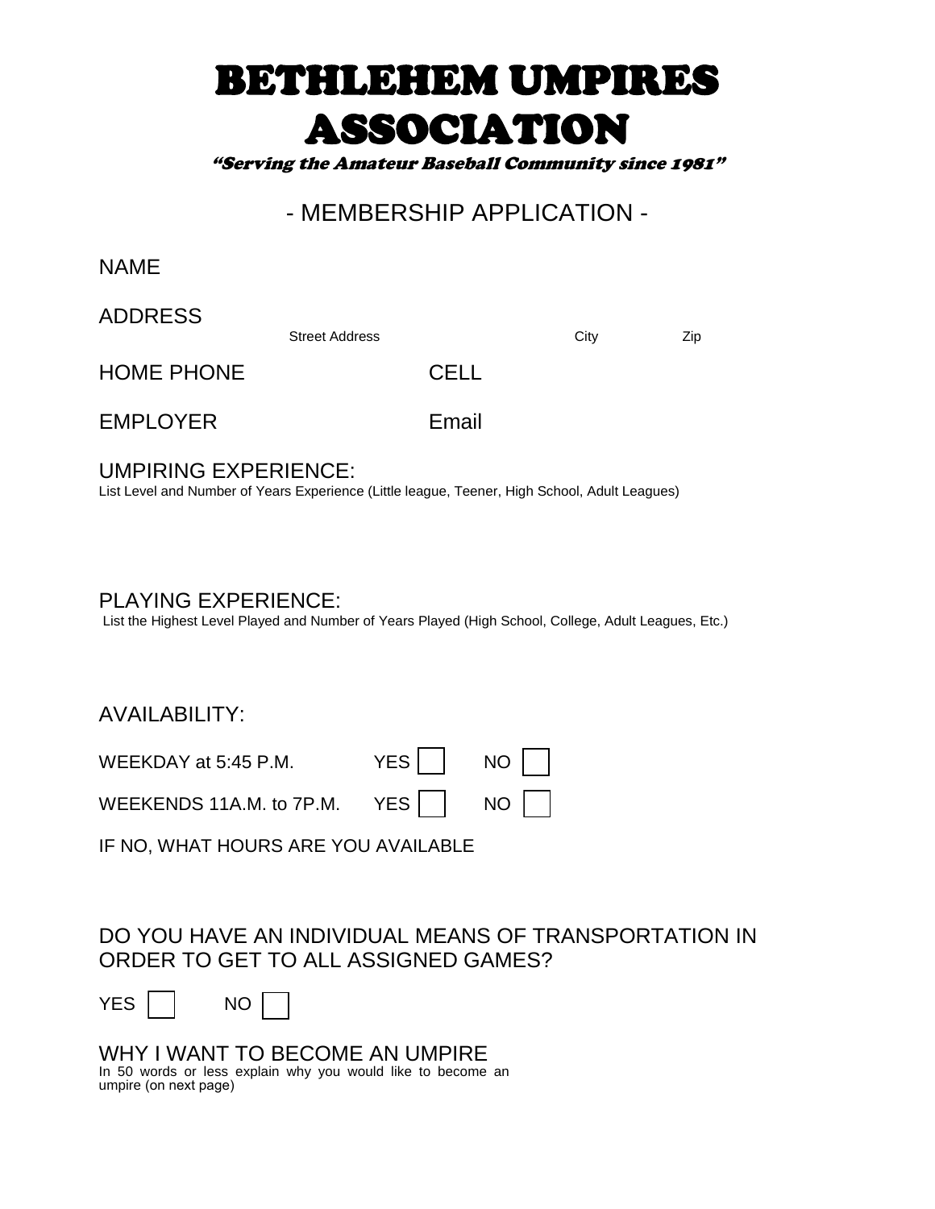# BETHLEHEM UMPIRES ASSOCIATION

*"Serving the Amateur Baseball Community since 1981"*

## - MEMBERSHIP APPLICATION -

NAME

ADDRESS
Street Address City Zip

HOME PHONE CELL

EMPLOYER Email

UMPIRING EXPERIENCE:
List Level and Number of Years Experience (Little league, Teener, High School, Adult Leagues)

PLAYING EXPERIENCE:
List the Highest Level Played and Number of Years Played (High School, College, Adult Leagues, Etc.)

AVAILABILITY:

WEEKDAY at 5:45 P.M. YES ☐ NO ☐

WEEKENDS 11A.M. to 7P.M. YES ☐ NO ☐

IF NO, WHAT HOURS ARE YOU AVAILABLE

DO YOU HAVE AN INDIVIDUAL MEANS OF TRANSPORTATION IN ORDER TO GET TO ALL ASSIGNED GAMES?

YES ☐ NO ☐

WHY I WANT TO BECOME AN UMPIRE
In 50 words or less explain why you would like to become an umpire (on next page)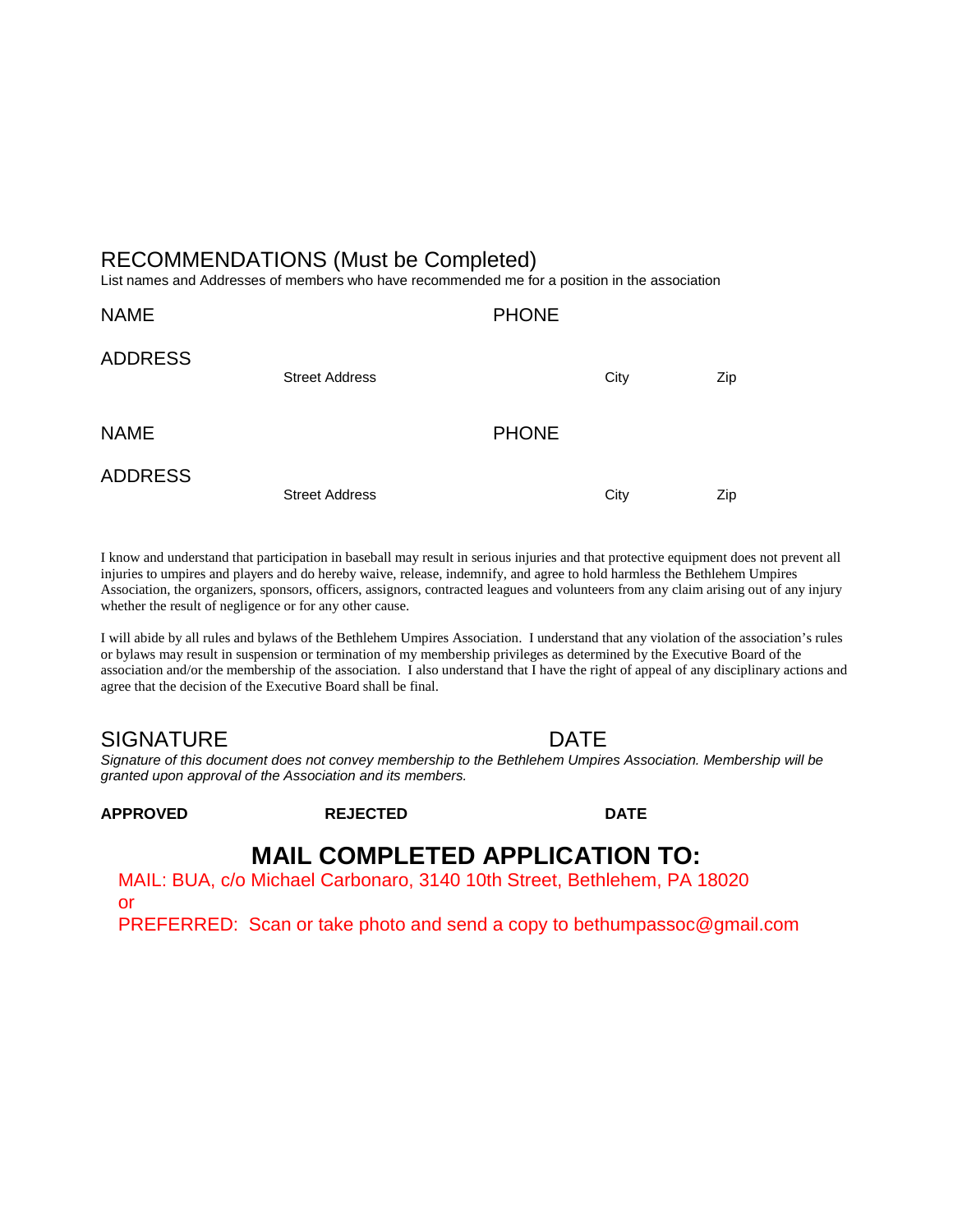## RECOMMENDATIONS (Must be Completed)

List names and Addresses of members who have recommended me for a position in the association

NAME PHONE

ADDRESS
Street Address City Zip

NAME PHONE

ADDRESS
Street Address City Zip

I know and understand that participation in baseball may result in serious injuries and that protective equipment does not prevent all injuries to umpires and players and do hereby waive, release, indemnify, and agree to hold harmless the Bethlehem Umpires Association, the organizers, sponsors, officers, assignors, contracted leagues and volunteers from any claim arising out of any injury whether the result of negligence or for any other cause.

I will abide by all rules and bylaws of the Bethlehem Umpires Association. I understand that any violation of the association's rules or bylaws may result in suspension or termination of my membership privileges as determined by the Executive Board of the association and/or the membership of the association. I also understand that I have the right of appeal of any disciplinary actions and agree that the decision of the Executive Board shall be final.

SIGNATURE DATE

*Signature of this document does not convey membership to the Bethlehem Umpires Association. Membership will be granted upon approval of the Association and its members.*

**APPROVED** **REJECTED** **DATE**

# MAIL COMPLETED APPLICATION TO:

MAIL: BUA, c/o Michael Carbonaro, 3140 10th Street, Bethlehem, PA 18020

or

PREFERRED: Scan or take photo and send a copy to bethumpassoc@gmail.com